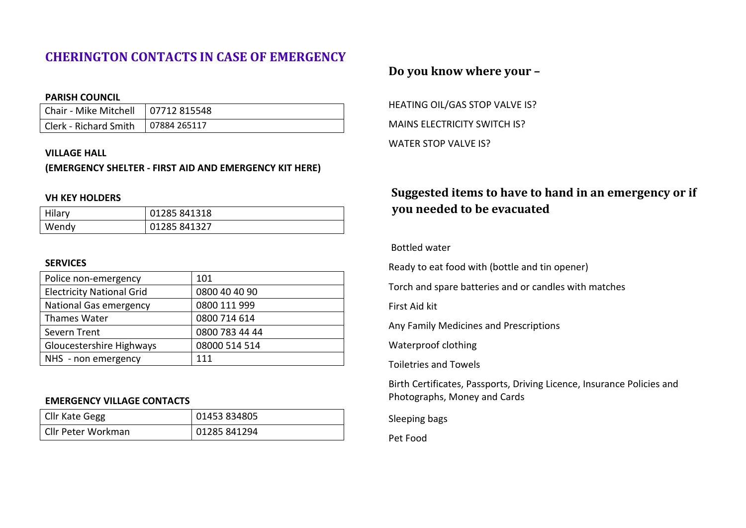# CHERINGTON CONTACTS IN CASE OF EMERGENCY

**PARISH COUNCIL**

| | |
|---|---|
| Chair - Mike Mitchell | 07712 815548 |
| Clerk - Richard Smith | 07884 265117 |

**VILLAGE HALL**

**(EMERGENCY SHELTER - FIRST AID AND EMERGENCY KIT HERE)**

**VH KEY HOLDERS**

| | |
|---|---|
| Hilary | 01285 841318 |
| Wendy | 01285 841327 |

**SERVICES**

| | |
|---|---|
| Police non-emergency | 101 |
| Electricity National Grid | 0800 40 40 90 |
| National Gas emergency | 0800 111 999 |
| Thames Water | 0800 714 614 |
| Severn Trent | 0800 783 44 44 |
| Gloucestershire Highways | 08000 514 514 |
| NHS - non emergency | 111 |

**EMERGENCY VILLAGE CONTACTS**

| | |
|---|---|
| Cllr Kate Gegg | 01453 834805 |
| Cllr Peter Workman | 01285 841294 |

## Do you know where your –

HEATING OIL/GAS STOP VALVE IS?

MAINS ELECTRICITY SWITCH IS?

WATER STOP VALVE IS?

## Suggested items to have to hand in an emergency or if you needed to be evacuated

Bottled water

Ready to eat food with (bottle and tin opener)

Torch and spare batteries and or candles with matches

First Aid kit

Any Family Medicines and Prescriptions

Waterproof clothing

Toiletries and Towels

Birth Certificates, Passports, Driving Licence, Insurance Policies and Photographs, Money and Cards

Sleeping bags

Pet Food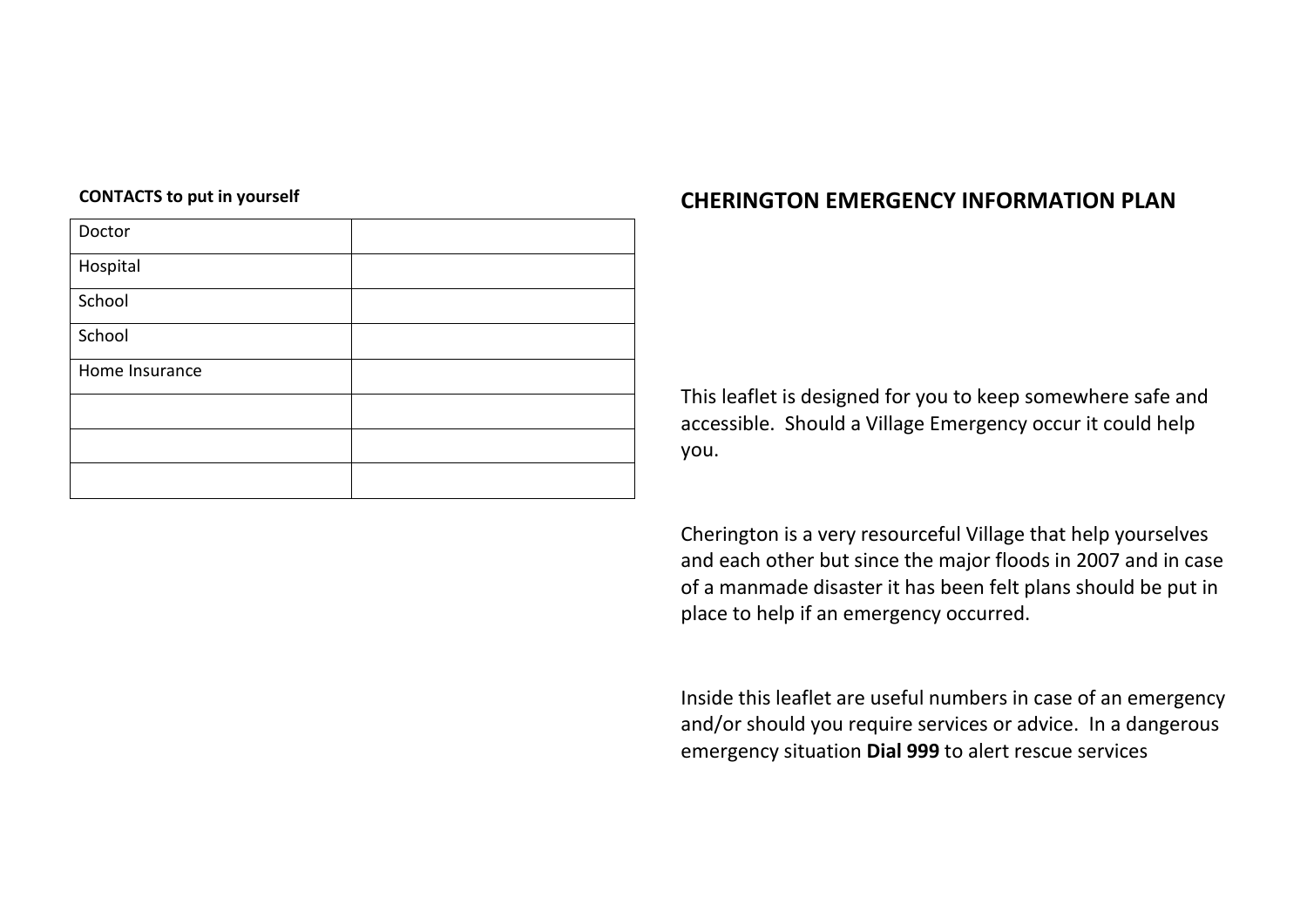**CONTACTS to put in yourself**

| | |
|---|---|
| Doctor | |
| Hospital | |
| School | |
| School | |
| Home Insurance | |
| | |
| | |
| | |

## CHERINGTON EMERGENCY INFORMATION PLAN

This leaflet is designed for you to keep somewhere safe and accessible. Should a Village Emergency occur it could help you.

Cherington is a very resourceful Village that help yourselves and each other but since the major floods in 2007 and in case of a manmade disaster it has been felt plans should be put in place to help if an emergency occurred.

Inside this leaflet are useful numbers in case of an emergency and/or should you require services or advice. In a dangerous emergency situation **Dial 999** to alert rescue services